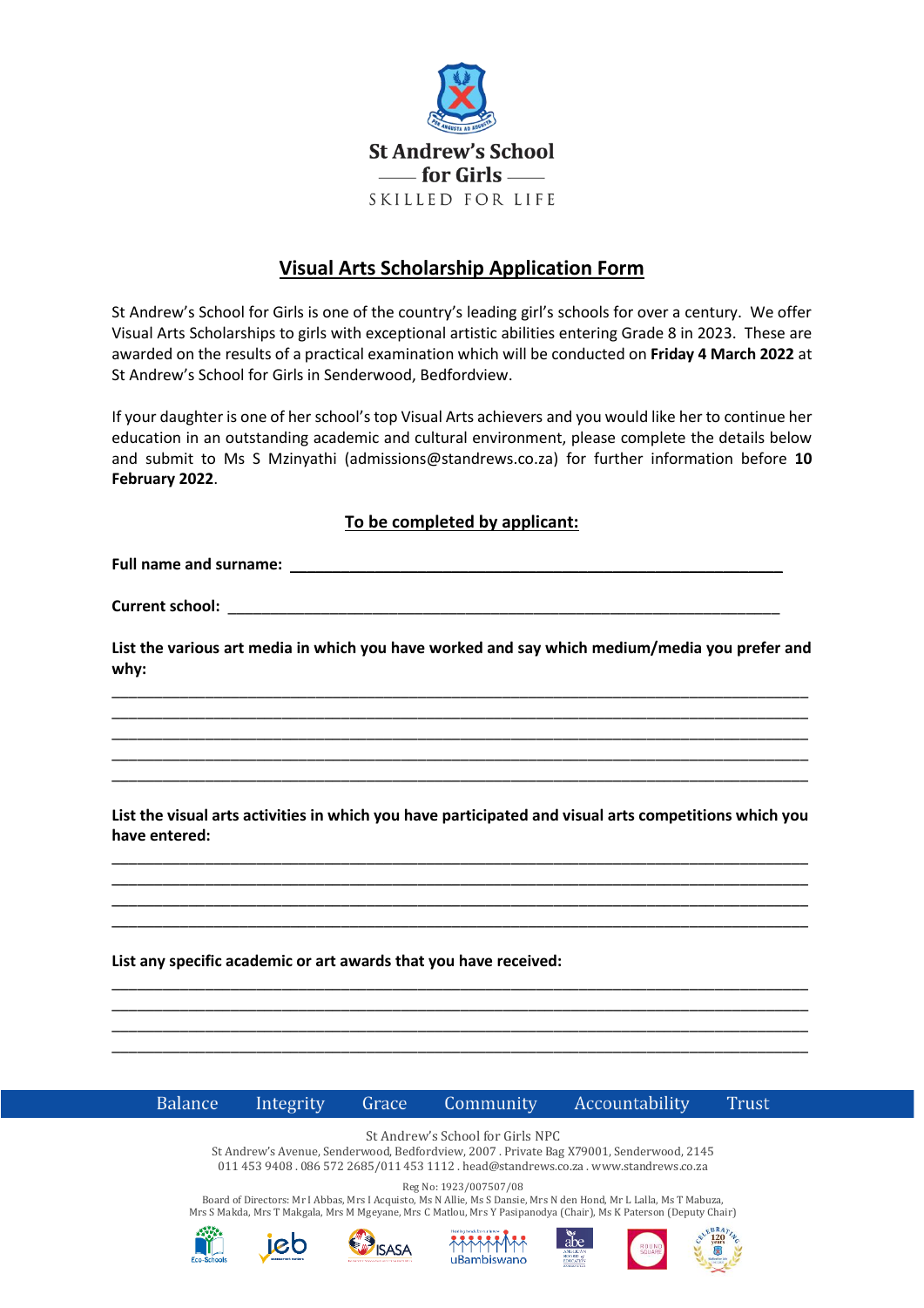St Andrew's School for Girls

SKILLED FOR LIFE

# Visual Arts Scholarship Application Form

St Andrew's School for Girls is one of the country's leading girl's schools for over a century. We offer Visual Arts Scholarships to girls with exceptional artistic abilities entering Grade 8 in 2023. These are awarded on the results of a practical examination which will be conducted on **Friday 4 March 2022** at St Andrew's School for Girls in Senderwood, Bedfordview.

If your daughter is one of her school's top Visual Arts achievers and you would like her to continue her education in an outstanding academic and cultural environment, please complete the details below and submit to Ms S Mzinyathi (admissions@standrews.co.za) for further information before **10 February 2022**.

## To be completed by applicant:

**Full name and surname:** ____________________________________________________________

**Current school:** ____________________________________________________________

**List the various art media in which you have worked and say which medium/media you prefer and why:**

____________________________________________________________________________________
____________________________________________________________________________________
____________________________________________________________________________________
____________________________________________________________________________________
____________________________________________________________________________________

**List the visual arts activities in which you have participated and visual arts competitions which you have entered:**

____________________________________________________________________________________
____________________________________________________________________________________
____________________________________________________________________________________
____________________________________________________________________________________

**List any specific academic or art awards that you have received:**

____________________________________________________________________________________
____________________________________________________________________________________
____________________________________________________________________________________
____________________________________________________________________________________

Balance Integrity Grace Community Accountability Trust

St Andrew's School for Girls NPC
St Andrew's Avenue, Senderwood, Bedfordview, 2007 . Private Bag X79001, Senderwood, 2145
011 453 9408 . 086 572 2685/011 453 1112 . head@standrews.co.za . www.standrews.co.za

Reg No: 1923/007507/08
Board of Directors: Mr I Abbas, Mrs I Acquisto, Ms N Allie, Ms S Dansie, Mrs N den Hond, Mr L Lalla, Ms T Mabuza, Mrs S Makda, Mrs T Makgala, Mrs M Mgeyane, Mrs C Matlou, Mrs Y Pasipanodya (Chair), Ms K Paterson (Deputy Chair)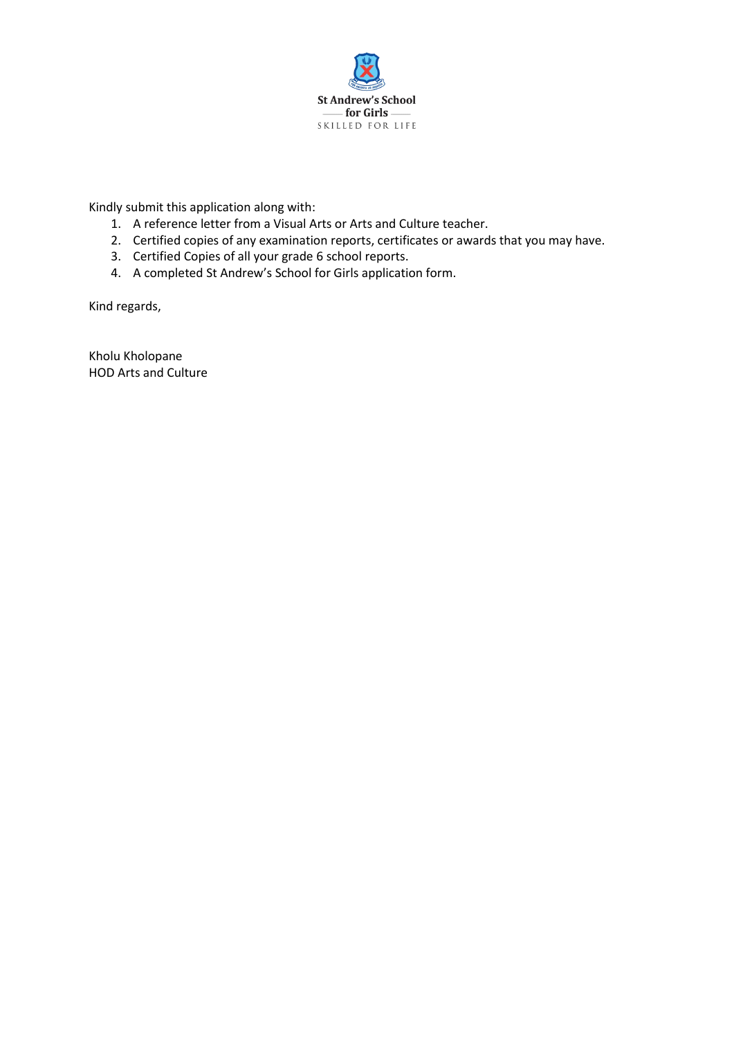St Andrew's School for Girls
SKILLED FOR LIFE

Kindly submit this application along with:

1. A reference letter from a Visual Arts or Arts and Culture teacher.
2. Certified copies of any examination reports, certificates or awards that you may have.
3. Certified Copies of all your grade 6 school reports.
4. A completed St Andrew's School for Girls application form.

Kind regards,

Kholu Kholopane
HOD Arts and Culture